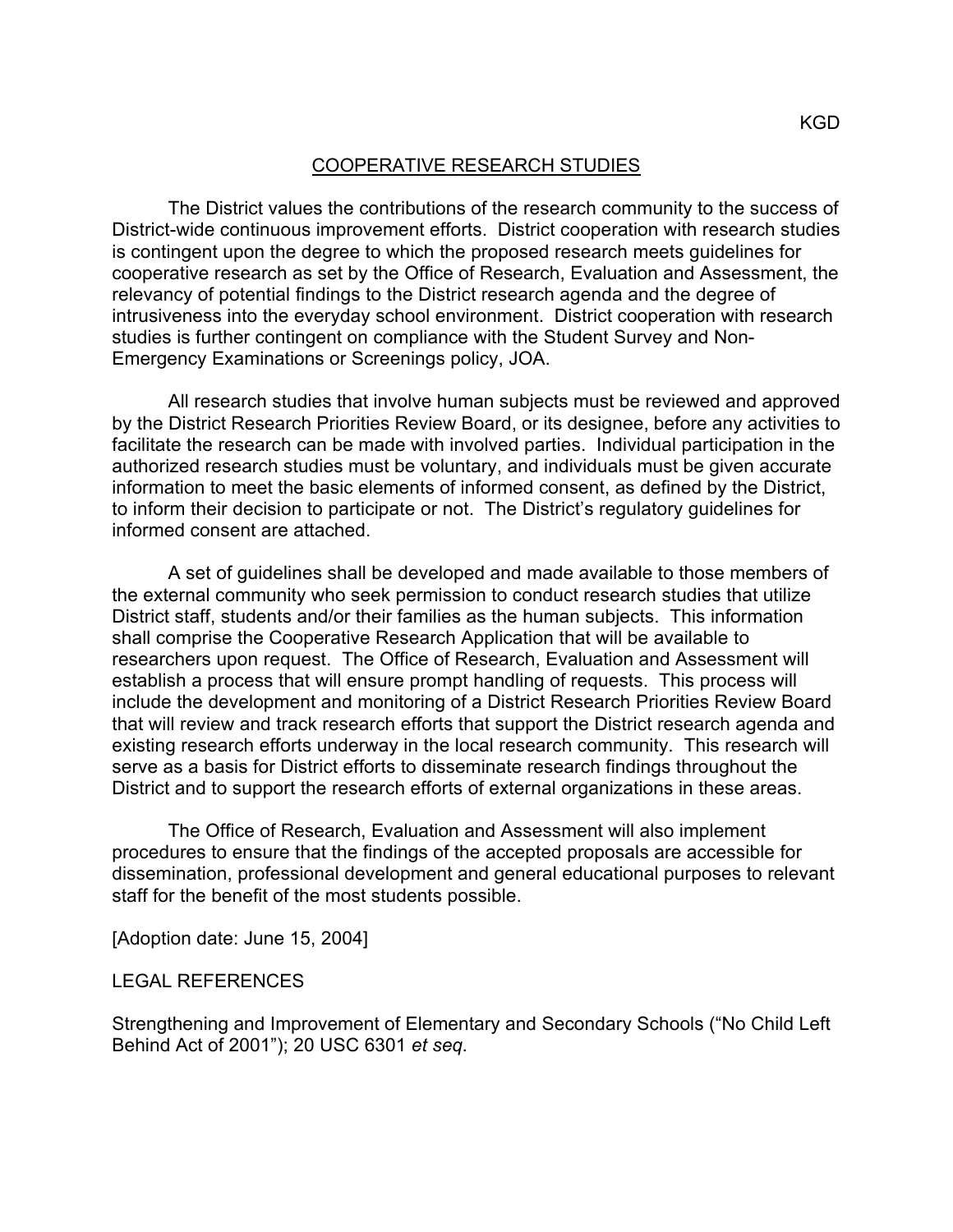KGD

# COOPERATIVE RESEARCH STUDIES

The District values the contributions of the research community to the success of District-wide continuous improvement efforts. District cooperation with research studies is contingent upon the degree to which the proposed research meets guidelines for cooperative research as set by the Office of Research, Evaluation and Assessment, the relevancy of potential findings to the District research agenda and the degree of intrusiveness into the everyday school environment. District cooperation with research studies is further contingent on compliance with the Student Survey and Non-Emergency Examinations or Screenings policy, JOA.

All research studies that involve human subjects must be reviewed and approved by the District Research Priorities Review Board, or its designee, before any activities to facilitate the research can be made with involved parties. Individual participation in the authorized research studies must be voluntary, and individuals must be given accurate information to meet the basic elements of informed consent, as defined by the District, to inform their decision to participate or not. The District's regulatory guidelines for informed consent are attached.

A set of guidelines shall be developed and made available to those members of the external community who seek permission to conduct research studies that utilize District staff, students and/or their families as the human subjects. This information shall comprise the Cooperative Research Application that will be available to researchers upon request. The Office of Research, Evaluation and Assessment will establish a process that will ensure prompt handling of requests. This process will include the development and monitoring of a District Research Priorities Review Board that will review and track research efforts that support the District research agenda and existing research efforts underway in the local research community. This research will serve as a basis for District efforts to disseminate research findings throughout the District and to support the research efforts of external organizations in these areas.

The Office of Research, Evaluation and Assessment will also implement procedures to ensure that the findings of the accepted proposals are accessible for dissemination, professional development and general educational purposes to relevant staff for the benefit of the most students possible.

[Adoption date: June 15, 2004]

LEGAL REFERENCES

Strengthening and Improvement of Elementary and Secondary Schools ("No Child Left Behind Act of 2001"); 20 USC 6301 *et seq.*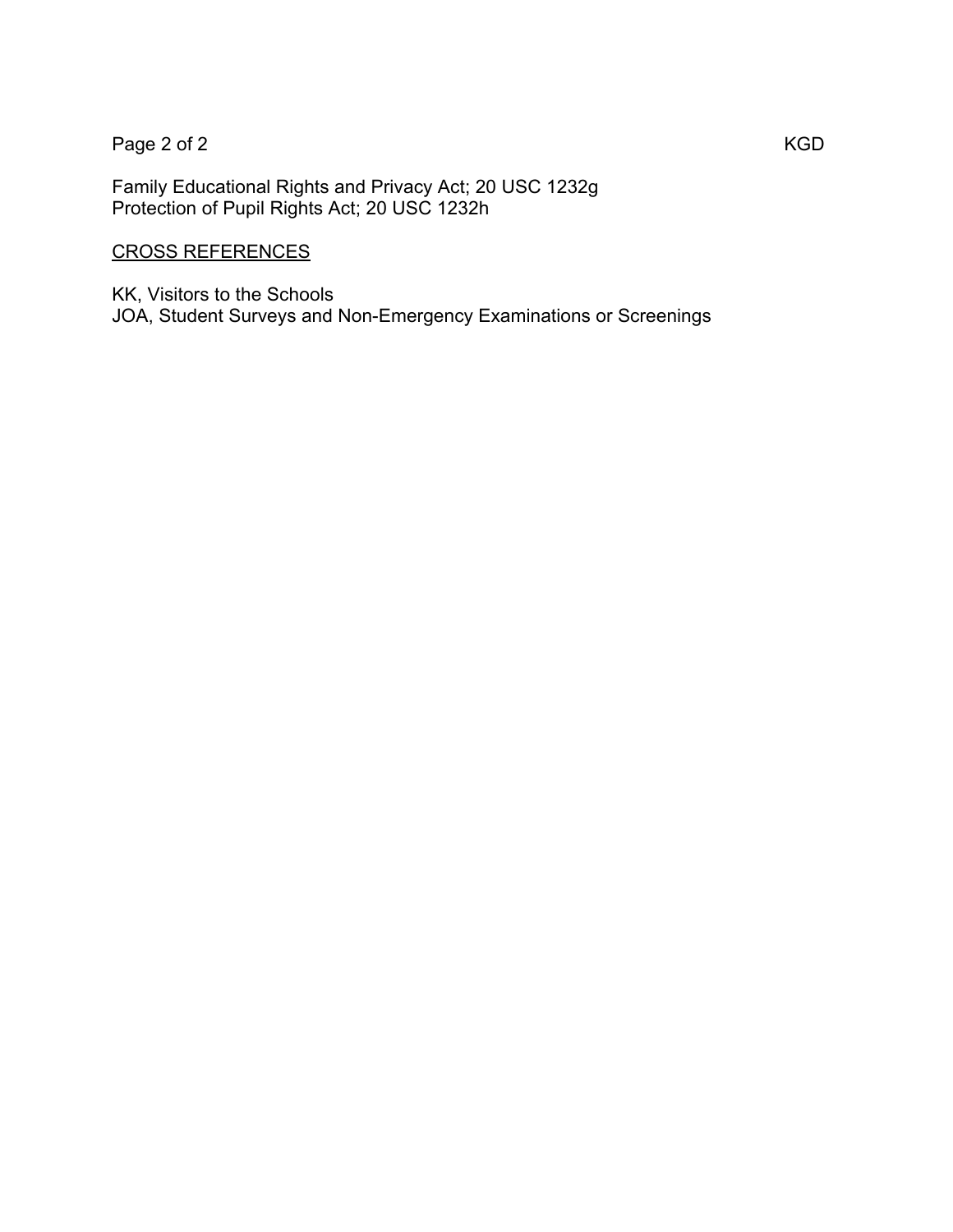Family Educational Rights and Privacy Act; 20 USC 1232g
Protection of Pupil Rights Act; 20 USC 1232h

## CROSS REFERENCES

KK, Visitors to the Schools
JOA, Student Surveys and Non-Emergency Examinations or Screenings